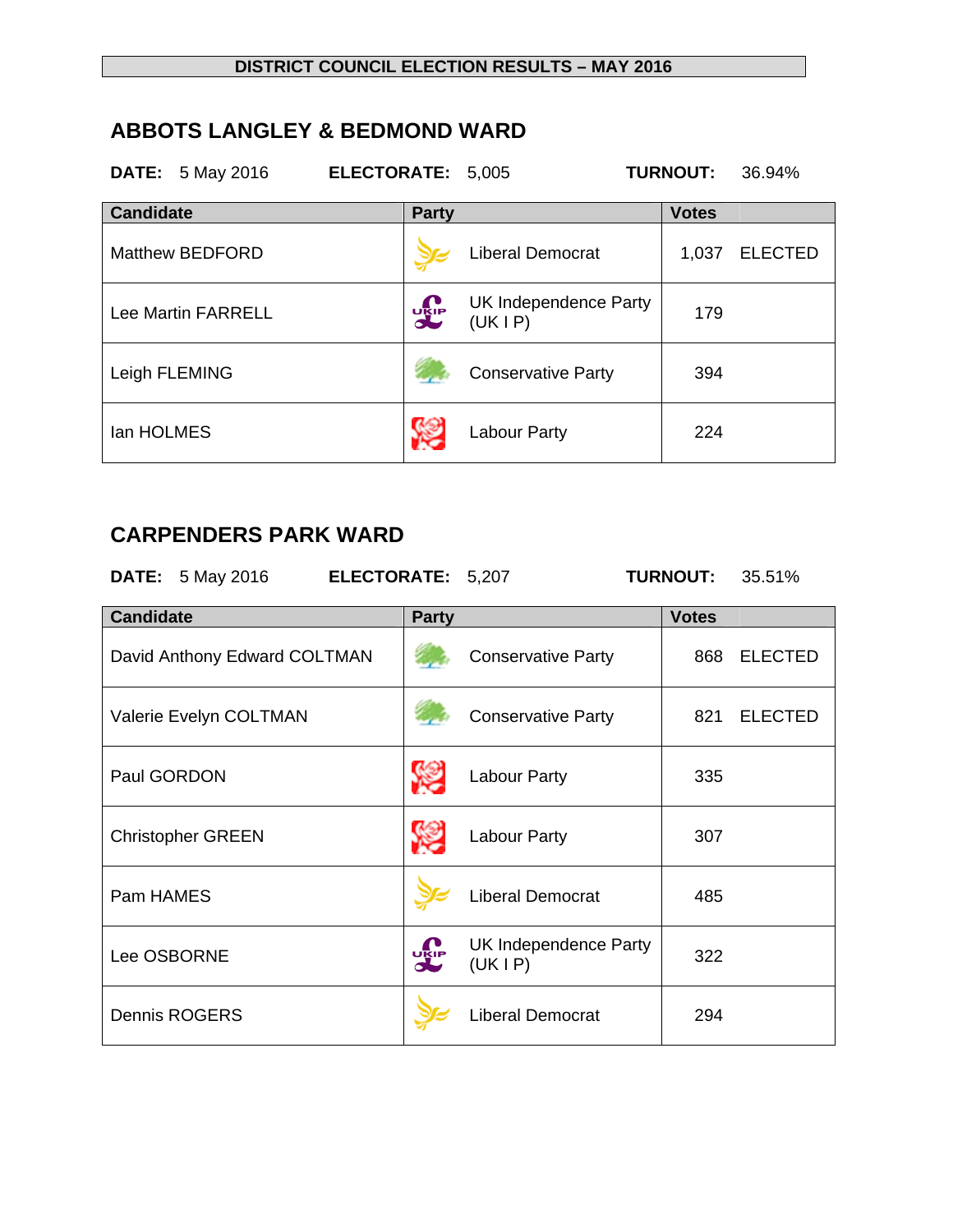# DISTRICT COUNCIL ELECTION RESULTS – MAY 2016

## ABBOTS LANGLEY & BEDMOND WARD

**DATE:** 5 May 2016 **ELECTORATE:** 5,005 **TURNOUT:** 36.94%

| Candidate | Party | Votes | |
|---|---|---|---|
| Matthew BEDFORD | Liberal Democrat | 1,037 | ELECTED |
| Lee Martin FARRELL | UK Independence Party (UK I P) | 179 | |
| Leigh FLEMING | Conservative Party | 394 | |
| Ian HOLMES | Labour Party | 224 | |

## CARPENDERS PARK WARD

**DATE:** 5 May 2016 **ELECTORATE:** 5,207 **TURNOUT:** 35.51%

| Candidate | Party | Votes | |
|---|---|---|---|
| David Anthony Edward COLTMAN | Conservative Party | 868 | ELECTED |
| Valerie Evelyn COLTMAN | Conservative Party | 821 | ELECTED |
| Paul GORDON | Labour Party | 335 | |
| Christopher GREEN | Labour Party | 307 | |
| Pam HAMES | Liberal Democrat | 485 | |
| Lee OSBORNE | UK Independence Party (UK I P) | 322 | |
| Dennis ROGERS | Liberal Democrat | 294 | |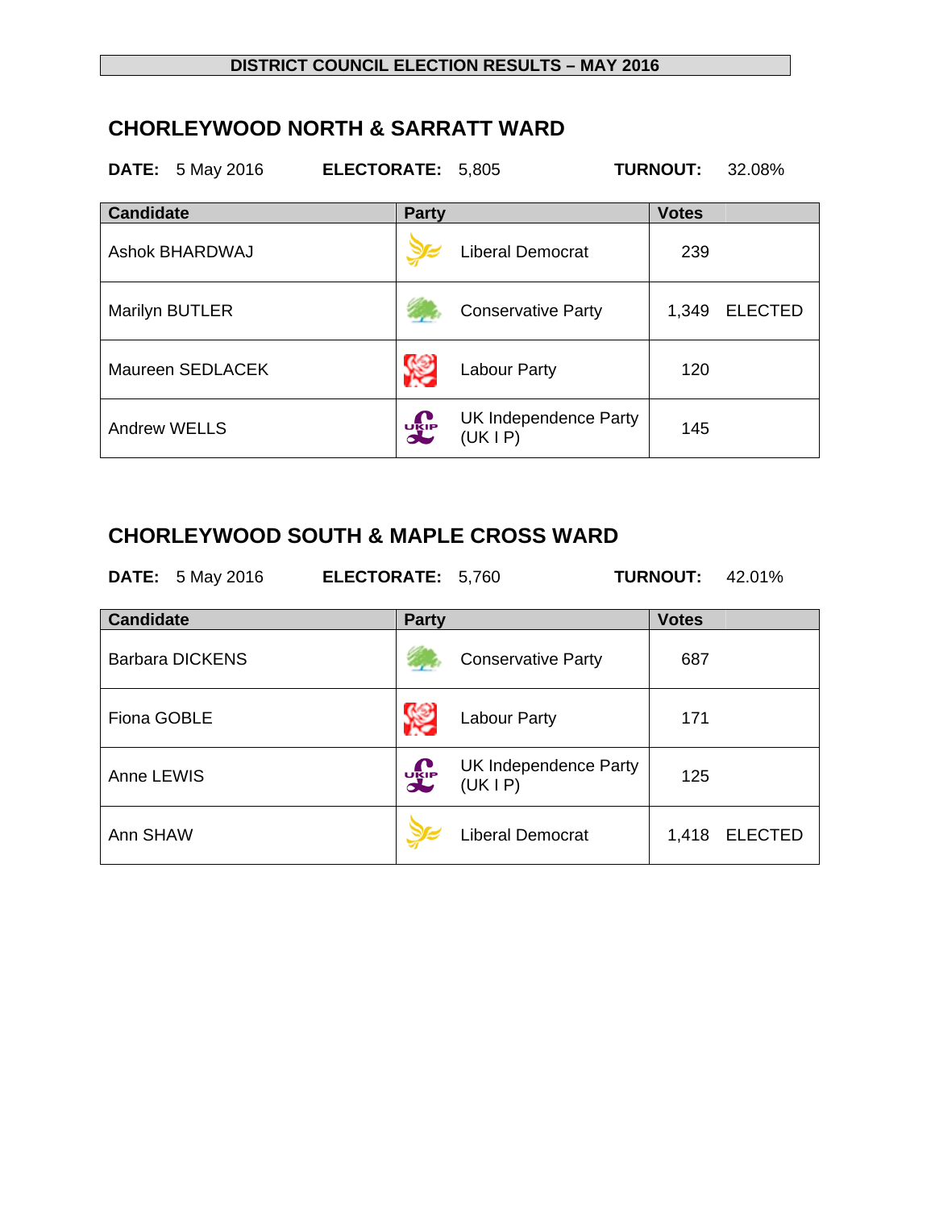**DISTRICT COUNCIL ELECTION RESULTS – MAY 2016**

## CHORLEYWOOD NORTH & SARRATT WARD

**DATE:** 5 May 2016 **ELECTORATE:** 5,805 **TURNOUT:** 32.08%

| Candidate | Party | Votes | |
|---|---|---|---|
| Ashok BHARDWAJ | Liberal Democrat | 239 | |
| Marilyn BUTLER | Conservative Party | 1,349 | ELECTED |
| Maureen SEDLACEK | Labour Party | 120 | |
| Andrew WELLS | UK Independence Party (UK I P) | 145 | |

## CHORLEYWOOD SOUTH & MAPLE CROSS WARD

**DATE:** 5 May 2016 **ELECTORATE:** 5,760 **TURNOUT:** 42.01%

| Candidate | Party | Votes | |
|---|---|---|---|
| Barbara DICKENS | Conservative Party | 687 | |
| Fiona GOBLE | Labour Party | 171 | |
| Anne LEWIS | UK Independence Party (UK I P) | 125 | |
| Ann SHAW | Liberal Democrat | 1,418 | ELECTED |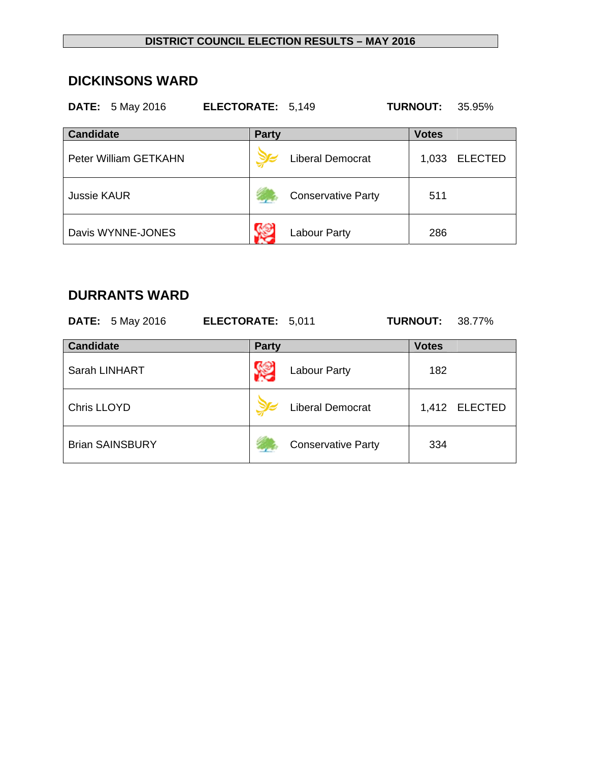**DISTRICT COUNCIL ELECTION RESULTS – MAY 2016**

## DICKINSONS WARD

**DATE:** 5 May 2016 **ELECTORATE:** 5,149 **TURNOUT:** 35.95%

| Candidate | Party | Votes | |
|---|---|---|---|
| Peter William GETKAHN | Liberal Democrat | 1,033 | ELECTED |
| Jussie KAUR | Conservative Party | 511 | |
| Davis WYNNE-JONES | Labour Party | 286 | |

## DURRANTS WARD

**DATE:** 5 May 2016 **ELECTORATE:** 5,011 **TURNOUT:** 38.77%

| Candidate | Party | Votes | |
|---|---|---|---|
| Sarah LINHART | Labour Party | 182 | |
| Chris LLOYD | Liberal Democrat | 1,412 | ELECTED |
| Brian SAINSBURY | Conservative Party | 334 | |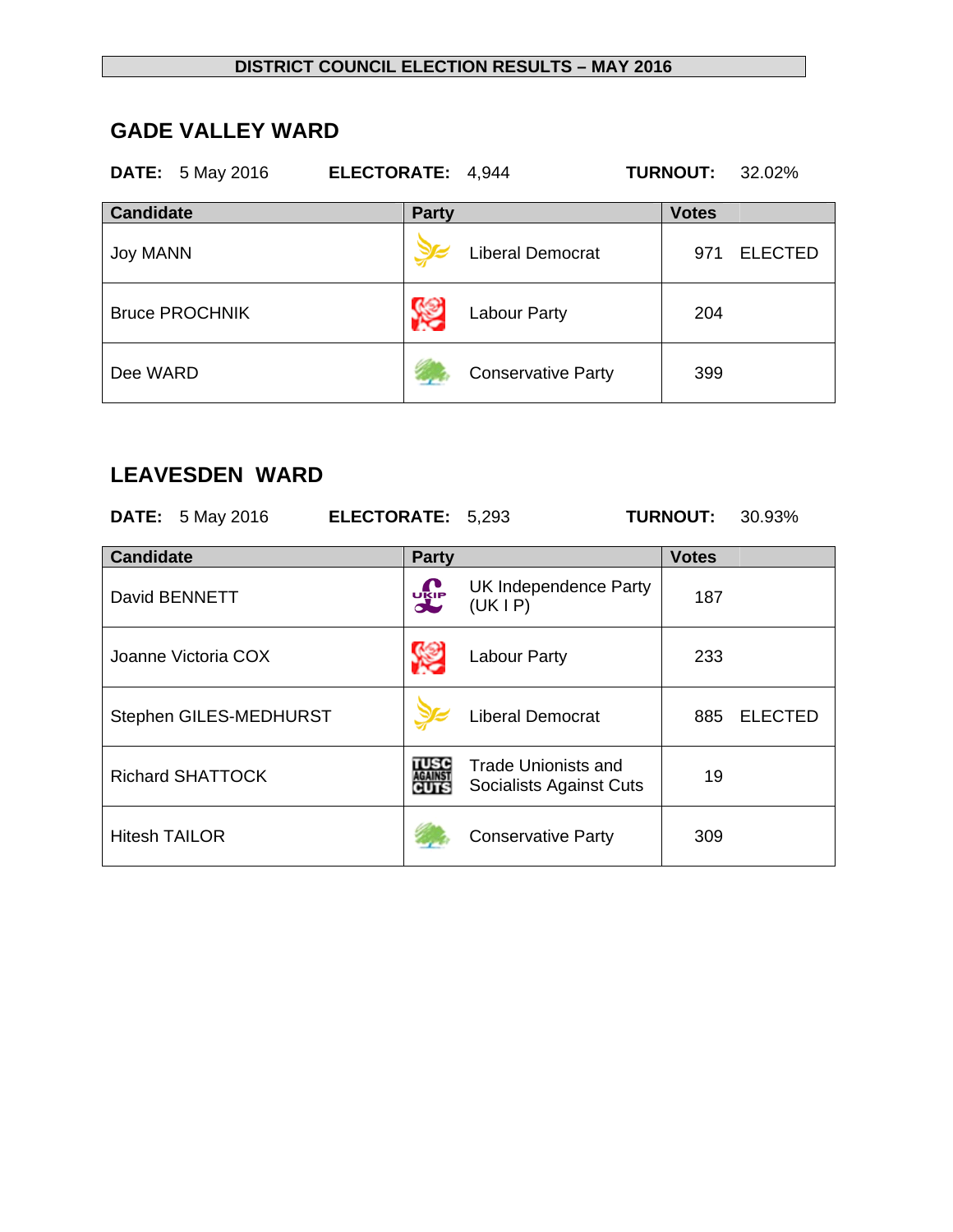DISTRICT COUNCIL ELECTION RESULTS – MAY 2016

## GADE VALLEY WARD

**DATE:** 5 May 2016 **ELECTORATE:** 4,944 **TURNOUT:** 32.02%

| Candidate | Party | Votes | |
|---|---|---|---|
| Joy MANN | Liberal Democrat | 971 | ELECTED |
| Bruce PROCHNIK | Labour Party | 204 | |
| Dee WARD | Conservative Party | 399 | |

## LEAVESDEN WARD

**DATE:** 5 May 2016 **ELECTORATE:** 5,293 **TURNOUT:** 30.93%

| Candidate | Party | Votes | |
|---|---|---|---|
| David BENNETT | UK Independence Party (UK I P) | 187 | |
| Joanne Victoria COX | Labour Party | 233 | |
| Stephen GILES-MEDHURST | Liberal Democrat | 885 | ELECTED |
| Richard SHATTOCK | Trade Unionists and Socialists Against Cuts | 19 | |
| Hitesh TAILOR | Conservative Party | 309 | |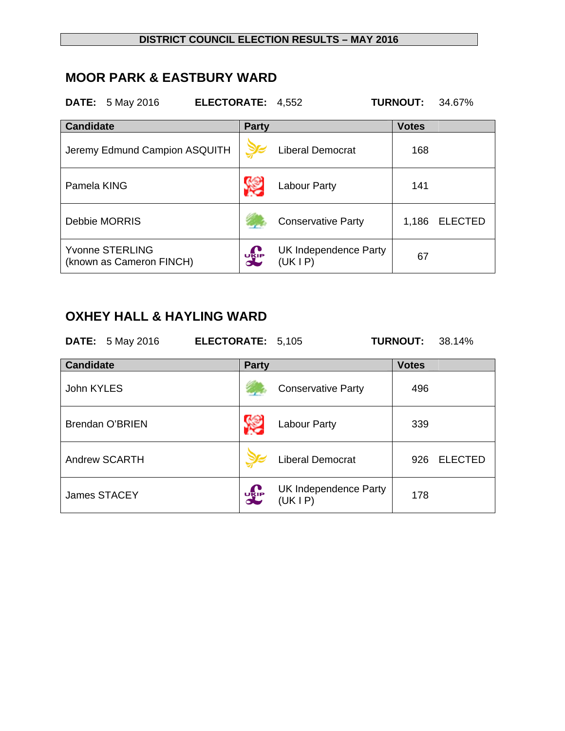**DISTRICT COUNCIL ELECTION RESULTS – MAY 2016**

## MOOR PARK & EASTBURY WARD

**DATE:** 5 May 2016 **ELECTORATE:** 4,552 **TURNOUT:** 34.67%

| Candidate | Party | Votes | |
|---|---|---|---|
| Jeremy Edmund Campion ASQUITH | Liberal Democrat | 168 | |
| Pamela KING | Labour Party | 141 | |
| Debbie MORRIS | Conservative Party | 1,186 | ELECTED |
| Yvonne STERLING (known as Cameron FINCH) | UK Independence Party (UK I P) | 67 | |

## OXHEY HALL & HAYLING WARD

**DATE:** 5 May 2016 **ELECTORATE:** 5,105 **TURNOUT:** 38.14%

| Candidate | Party | Votes | |
|---|---|---|---|
| John KYLES | Conservative Party | 496 | |
| Brendan O'BRIEN | Labour Party | 339 | |
| Andrew SCARTH | Liberal Democrat | 926 | ELECTED |
| James STACEY | UK Independence Party (UK I P) | 178 | |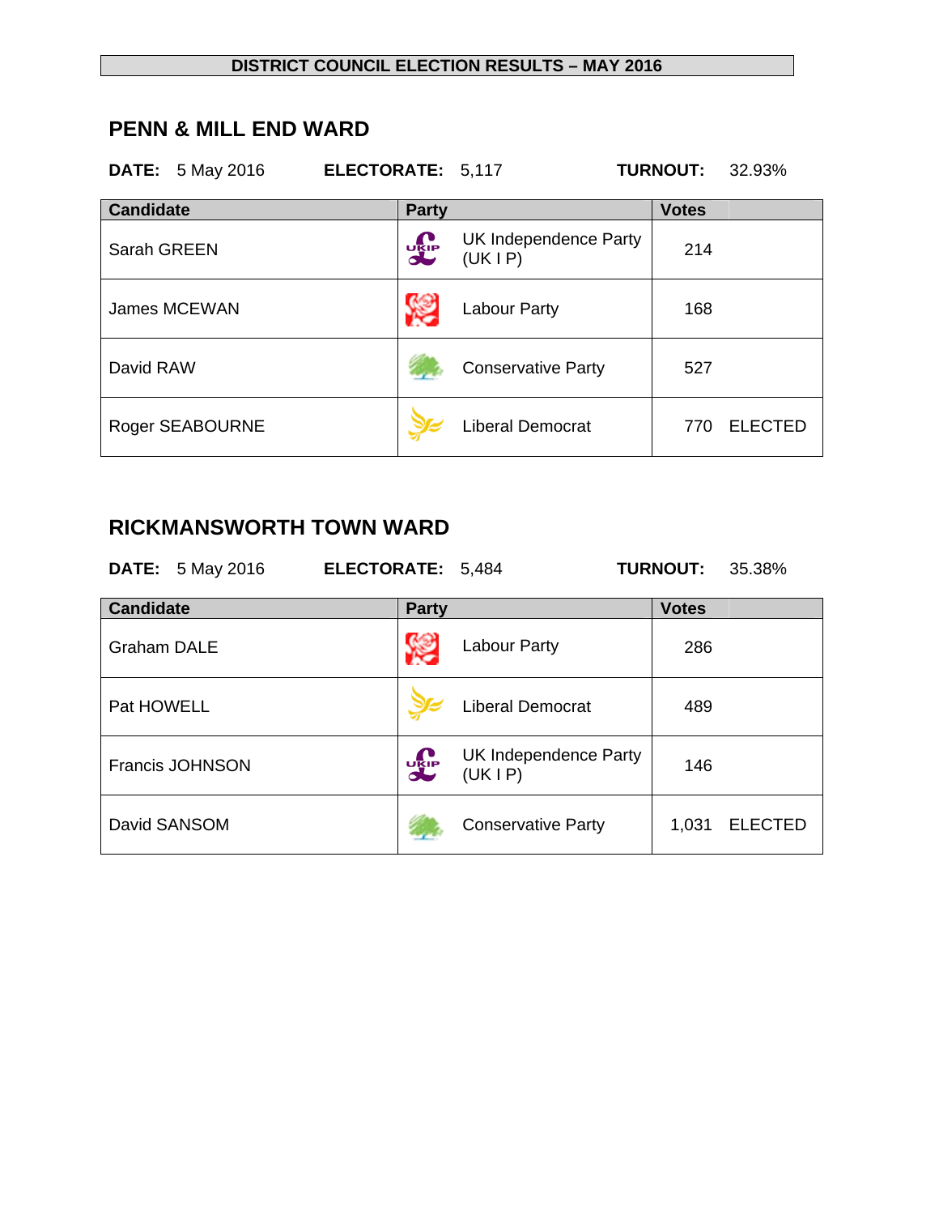**DISTRICT COUNCIL ELECTION RESULTS – MAY 2016**

## PENN & MILL END WARD

**DATE:** 5 May 2016 **ELECTORATE:** 5,117 **TURNOUT:** 32.93%

| Candidate | Party | Votes | |
|---|---|---|---|
| Sarah GREEN | UK Independence Party (UK I P) | 214 | |
| James MCEWAN | Labour Party | 168 | |
| David RAW | Conservative Party | 527 | |
| Roger SEABOURNE | Liberal Democrat | 770 | ELECTED |

## RICKMANSWORTH TOWN WARD

**DATE:** 5 May 2016 **ELECTORATE:** 5,484 **TURNOUT:** 35.38%

| Candidate | Party | Votes | |
|---|---|---|---|
| Graham DALE | Labour Party | 286 | |
| Pat HOWELL | Liberal Democrat | 489 | |
| Francis JOHNSON | UK Independence Party (UK I P) | 146 | |
| David SANSOM | Conservative Party | 1,031 | ELECTED |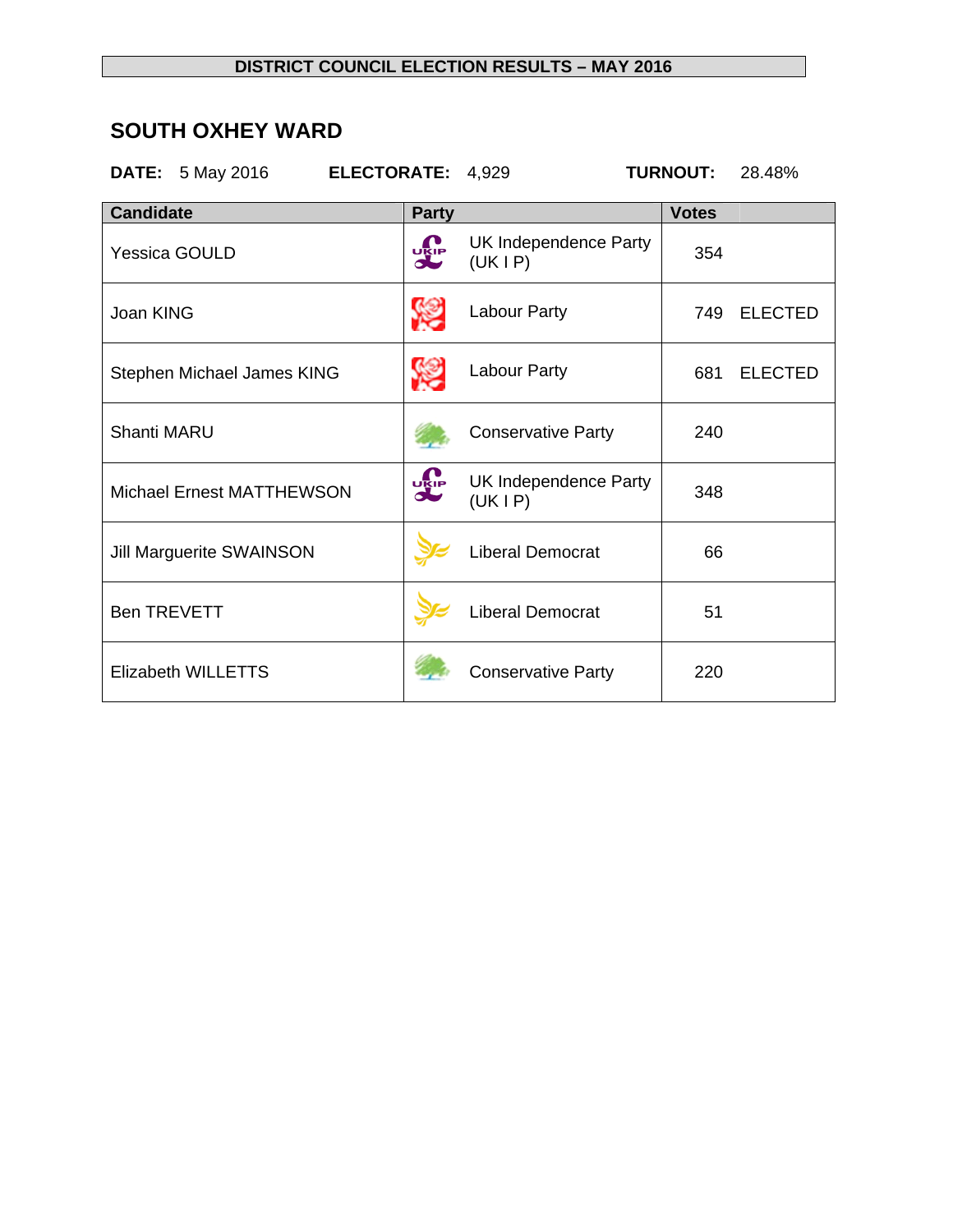**DISTRICT COUNCIL ELECTION RESULTS – MAY 2016**

## SOUTH OXHEY WARD

**DATE:** 5 May 2016 **ELECTORATE:** 4,929 **TURNOUT:** 28.48%

| Candidate | Party | Votes | |
|---|---|---|---|
| Yessica GOULD | UK Independence Party (UK I P) | 354 | |
| Joan KING | Labour Party | 749 | ELECTED |
| Stephen Michael James KING | Labour Party | 681 | ELECTED |
| Shanti MARU | Conservative Party | 240 | |
| Michael Ernest MATTHEWSON | UK Independence Party (UK I P) | 348 | |
| Jill Marguerite SWAINSON | Liberal Democrat | 66 | |
| Ben TREVETT | Liberal Democrat | 51 | |
| Elizabeth WILLETTS | Conservative Party | 220 | |